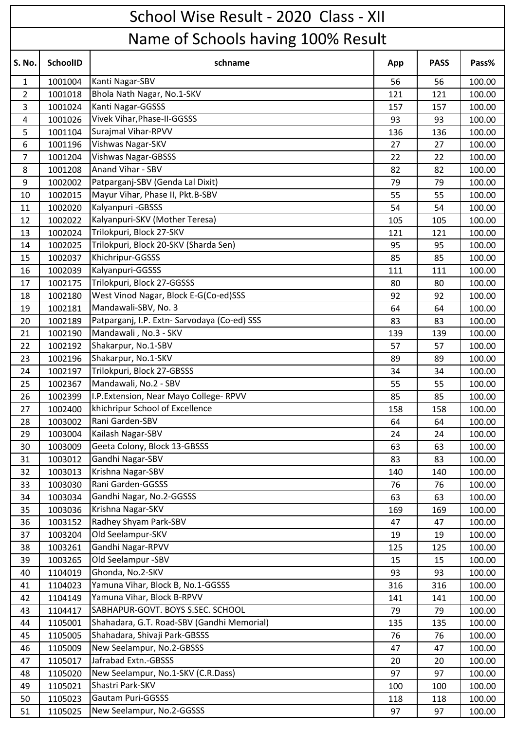# School Wise Result - 2020 Class - XII

## Name of Schools having 100% Result

| S. No. | SchoolID | schname | App | PASS | Pass% |
|---|---|---|---|---|---|
| 1 | 1001004 | Kanti Nagar-SBV | 56 | 56 | 100.00 |
| 2 | 1001018 | Bhola Nath Nagar, No.1-SKV | 121 | 121 | 100.00 |
| 3 | 1001024 | Kanti Nagar-GGSSS | 157 | 157 | 100.00 |
| 4 | 1001026 | Vivek Vihar,Phase-II-GGSSS | 93 | 93 | 100.00 |
| 5 | 1001104 | Surajmal Vihar-RPVV | 136 | 136 | 100.00 |
| 6 | 1001196 | Vishwas Nagar-SKV | 27 | 27 | 100.00 |
| 7 | 1001204 | Vishwas Nagar-GBSSS | 22 | 22 | 100.00 |
| 8 | 1001208 | Anand Vihar - SBV | 82 | 82 | 100.00 |
| 9 | 1002002 | Patparganj-SBV (Genda Lal Dixit) | 79 | 79 | 100.00 |
| 10 | 1002015 | Mayur Vihar, Phase II, Pkt.B-SBV | 55 | 55 | 100.00 |
| 11 | 1002020 | Kalyanpuri -GBSSS | 54 | 54 | 100.00 |
| 12 | 1002022 | Kalyanpuri-SKV (Mother Teresa) | 105 | 105 | 100.00 |
| 13 | 1002024 | Trilokpuri, Block 27-SKV | 121 | 121 | 100.00 |
| 14 | 1002025 | Trilokpuri, Block 20-SKV (Sharda Sen) | 95 | 95 | 100.00 |
| 15 | 1002037 | Khichripur-GGSSS | 85 | 85 | 100.00 |
| 16 | 1002039 | Kalyanpuri-GGSSS | 111 | 111 | 100.00 |
| 17 | 1002175 | Trilokpuri, Block 27-GGSSS | 80 | 80 | 100.00 |
| 18 | 1002180 | West Vinod Nagar, Block E-G(Co-ed)SSS | 92 | 92 | 100.00 |
| 19 | 1002181 | Mandawali-SBV, No. 3 | 64 | 64 | 100.00 |
| 20 | 1002189 | Patparganj, I.P. Extn- Sarvodaya (Co-ed) SSS | 83 | 83 | 100.00 |
| 21 | 1002190 | Mandawali , No.3 - SKV | 139 | 139 | 100.00 |
| 22 | 1002192 | Shakarpur, No.1-SBV | 57 | 57 | 100.00 |
| 23 | 1002196 | Shakarpur, No.1-SKV | 89 | 89 | 100.00 |
| 24 | 1002197 | Trilokpuri, Block 27-GBSSS | 34 | 34 | 100.00 |
| 25 | 1002367 | Mandawali, No.2 - SBV | 55 | 55 | 100.00 |
| 26 | 1002399 | I.P.Extension, Near Mayo College- RPVV | 85 | 85 | 100.00 |
| 27 | 1002400 | khichripur School of Excellence | 158 | 158 | 100.00 |
| 28 | 1003002 | Rani Garden-SBV | 64 | 64 | 100.00 |
| 29 | 1003004 | Kailash Nagar-SBV | 24 | 24 | 100.00 |
| 30 | 1003009 | Geeta Colony, Block 13-GBSSS | 63 | 63 | 100.00 |
| 31 | 1003012 | Gandhi Nagar-SBV | 83 | 83 | 100.00 |
| 32 | 1003013 | Krishna Nagar-SBV | 140 | 140 | 100.00 |
| 33 | 1003030 | Rani Garden-GGSSS | 76 | 76 | 100.00 |
| 34 | 1003034 | Gandhi Nagar, No.2-GGSSS | 63 | 63 | 100.00 |
| 35 | 1003036 | Krishna Nagar-SKV | 169 | 169 | 100.00 |
| 36 | 1003152 | Radhey Shyam Park-SBV | 47 | 47 | 100.00 |
| 37 | 1003204 | Old Seelampur-SKV | 19 | 19 | 100.00 |
| 38 | 1003261 | Gandhi Nagar-RPVV | 125 | 125 | 100.00 |
| 39 | 1003265 | Old Seelampur -SBV | 15 | 15 | 100.00 |
| 40 | 1104019 | Ghonda, No.2-SKV | 93 | 93 | 100.00 |
| 41 | 1104023 | Yamuna Vihar, Block B, No.1-GGSSS | 316 | 316 | 100.00 |
| 42 | 1104149 | Yamuna Vihar, Block B-RPVV | 141 | 141 | 100.00 |
| 43 | 1104417 | SABHAPUR-GOVT. BOYS S.SEC. SCHOOL | 79 | 79 | 100.00 |
| 44 | 1105001 | Shahadara, G.T. Road-SBV (Gandhi Memorial) | 135 | 135 | 100.00 |
| 45 | 1105005 | Shahadara, Shivaji Park-GBSSS | 76 | 76 | 100.00 |
| 46 | 1105009 | New Seelampur, No.2-GBSSS | 47 | 47 | 100.00 |
| 47 | 1105017 | Jafrabad Extn.-GBSSS | 20 | 20 | 100.00 |
| 48 | 1105020 | New Seelampur, No.1-SKV (C.R.Dass) | 97 | 97 | 100.00 |
| 49 | 1105021 | Shastri Park-SKV | 100 | 100 | 100.00 |
| 50 | 1105023 | Gautam Puri-GGSSS | 118 | 118 | 100.00 |
| 51 | 1105025 | New Seelampur, No.2-GGSSS | 97 | 97 | 100.00 |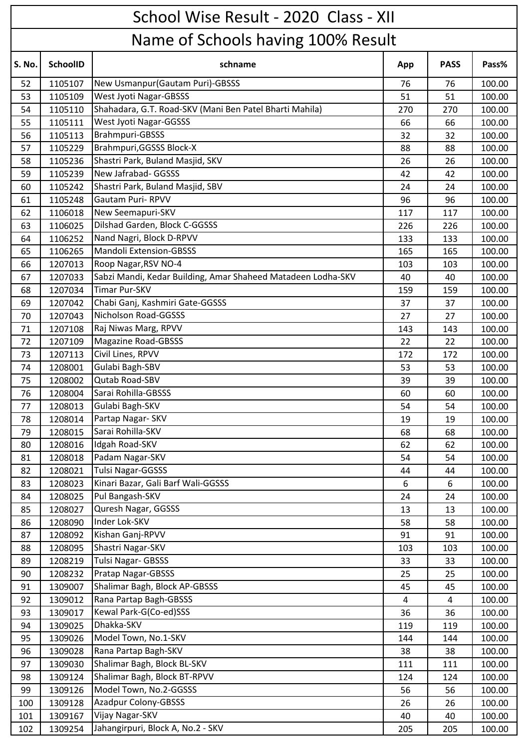# School Wise Result - 2020 Class - XII

## Name of Schools having 100% Result

| S. No. | SchoolID | schname | App | PASS | Pass% |
|---|---|---|---|---|---|
| 52 | 1105107 | New Usmanpur(Gautam Puri)-GBSSS | 76 | 76 | 100.00 |
| 53 | 1105109 | West Jyoti Nagar-GBSSS | 51 | 51 | 100.00 |
| 54 | 1105110 | Shahadara, G.T. Road-SKV (Mani Ben Patel Bharti Mahila) | 270 | 270 | 100.00 |
| 55 | 1105111 | West Jyoti Nagar-GGSSS | 66 | 66 | 100.00 |
| 56 | 1105113 | Brahmpuri-GBSSS | 32 | 32 | 100.00 |
| 57 | 1105229 | Brahmpuri,GGSSS Block-X | 88 | 88 | 100.00 |
| 58 | 1105236 | Shastri Park, Buland Masjid, SKV | 26 | 26 | 100.00 |
| 59 | 1105239 | New Jafrabad- GGSSS | 42 | 42 | 100.00 |
| 60 | 1105242 | Shastri Park, Buland Masjid, SBV | 24 | 24 | 100.00 |
| 61 | 1105248 | Gautam Puri- RPVV | 96 | 96 | 100.00 |
| 62 | 1106018 | New Seemapuri-SKV | 117 | 117 | 100.00 |
| 63 | 1106025 | Dilshad Garden, Block C-GGSSS | 226 | 226 | 100.00 |
| 64 | 1106252 | Nand Nagri, Block D-RPVV | 133 | 133 | 100.00 |
| 65 | 1106265 | Mandoli Extension-GBSSS | 165 | 165 | 100.00 |
| 66 | 1207013 | Roop Nagar,RSV NO-4 | 103 | 103 | 100.00 |
| 67 | 1207033 | Sabzi Mandi, Kedar Building, Amar Shaheed Matadeen Lodha-SKV | 40 | 40 | 100.00 |
| 68 | 1207034 | Timar Pur-SKV | 159 | 159 | 100.00 |
| 69 | 1207042 | Chabi Ganj, Kashmiri Gate-GGSSS | 37 | 37 | 100.00 |
| 70 | 1207043 | Nicholson Road-GGSSS | 27 | 27 | 100.00 |
| 71 | 1207108 | Raj Niwas Marg, RPVV | 143 | 143 | 100.00 |
| 72 | 1207109 | Magazine Road-GBSSS | 22 | 22 | 100.00 |
| 73 | 1207113 | Civil Lines, RPVV | 172 | 172 | 100.00 |
| 74 | 1208001 | Gulabi Bagh-SBV | 53 | 53 | 100.00 |
| 75 | 1208002 | Qutab Road-SBV | 39 | 39 | 100.00 |
| 76 | 1208004 | Sarai Rohilla-GBSSS | 60 | 60 | 100.00 |
| 77 | 1208013 | Gulabi Bagh-SKV | 54 | 54 | 100.00 |
| 78 | 1208014 | Partap Nagar- SKV | 19 | 19 | 100.00 |
| 79 | 1208015 | Sarai Rohilla-SKV | 68 | 68 | 100.00 |
| 80 | 1208016 | Idgah Road-SKV | 62 | 62 | 100.00 |
| 81 | 1208018 | Padam Nagar-SKV | 54 | 54 | 100.00 |
| 82 | 1208021 | Tulsi Nagar-GGSSS | 44 | 44 | 100.00 |
| 83 | 1208023 | Kinari Bazar, Gali Barf Wali-GGSSS | 6 | 6 | 100.00 |
| 84 | 1208025 | Pul Bangash-SKV | 24 | 24 | 100.00 |
| 85 | 1208027 | Quresh Nagar, GGSSS | 13 | 13 | 100.00 |
| 86 | 1208090 | Inder Lok-SKV | 58 | 58 | 100.00 |
| 87 | 1208092 | Kishan Ganj-RPVV | 91 | 91 | 100.00 |
| 88 | 1208095 | Shastri Nagar-SKV | 103 | 103 | 100.00 |
| 89 | 1208219 | Tulsi Nagar- GBSSS | 33 | 33 | 100.00 |
| 90 | 1208232 | Pratap Nagar-GBSSS | 25 | 25 | 100.00 |
| 91 | 1309007 | Shalimar Bagh, Block AP-GBSSS | 45 | 45 | 100.00 |
| 92 | 1309012 | Rana Partap Bagh-GBSSS | 4 | 4 | 100.00 |
| 93 | 1309017 | Kewal Park-G(Co-ed)SSS | 36 | 36 | 100.00 |
| 94 | 1309025 | Dhakka-SKV | 119 | 119 | 100.00 |
| 95 | 1309026 | Model Town, No.1-SKV | 144 | 144 | 100.00 |
| 96 | 1309028 | Rana Partap Bagh-SKV | 38 | 38 | 100.00 |
| 97 | 1309030 | Shalimar Bagh, Block BL-SKV | 111 | 111 | 100.00 |
| 98 | 1309124 | Shalimar Bagh, Block BT-RPVV | 124 | 124 | 100.00 |
| 99 | 1309126 | Model Town, No.2-GGSSS | 56 | 56 | 100.00 |
| 100 | 1309128 | Azadpur Colony-GBSSS | 26 | 26 | 100.00 |
| 101 | 1309167 | Vijay Nagar-SKV | 40 | 40 | 100.00 |
| 102 | 1309254 | Jahangirpuri, Block A, No.2 - SKV | 205 | 205 | 100.00 |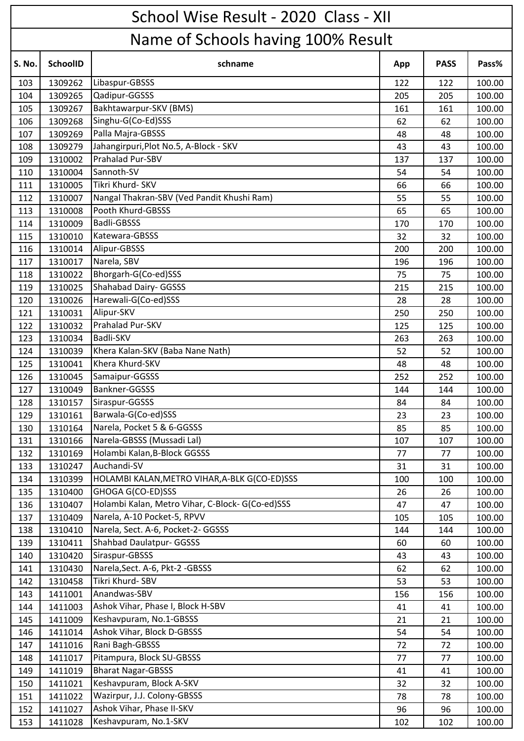# School Wise Result - 2020 Class - XII

## Name of Schools having 100% Result

| S. No. | SchoolID | schname | App | PASS | Pass% |
|---|---|---|---|---|---|
| 103 | 1309262 | Libaspur-GBSSS | 122 | 122 | 100.00 |
| 104 | 1309265 | Qadipur-GGSSS | 205 | 205 | 100.00 |
| 105 | 1309267 | Bakhtawarpur-SKV (BMS) | 161 | 161 | 100.00 |
| 106 | 1309268 | Singhu-G(Co-Ed)SSS | 62 | 62 | 100.00 |
| 107 | 1309269 | Palla Majra-GBSSS | 48 | 48 | 100.00 |
| 108 | 1309279 | Jahangirpuri,Plot No.5, A-Block - SKV | 43 | 43 | 100.00 |
| 109 | 1310002 | Prahalad Pur-SBV | 137 | 137 | 100.00 |
| 110 | 1310004 | Sannoth-SV | 54 | 54 | 100.00 |
| 111 | 1310005 | Tikri Khurd- SKV | 66 | 66 | 100.00 |
| 112 | 1310007 | Nangal Thakran-SBV (Ved Pandit Khushi Ram) | 55 | 55 | 100.00 |
| 113 | 1310008 | Pooth Khurd-GBSSS | 65 | 65 | 100.00 |
| 114 | 1310009 | Badli-GBSSS | 170 | 170 | 100.00 |
| 115 | 1310010 | Katewara-GBSSS | 32 | 32 | 100.00 |
| 116 | 1310014 | Alipur-GBSSS | 200 | 200 | 100.00 |
| 117 | 1310017 | Narela, SBV | 196 | 196 | 100.00 |
| 118 | 1310022 | Bhorgarh-G(Co-ed)SSS | 75 | 75 | 100.00 |
| 119 | 1310025 | Shahabad Dairy- GGSSS | 215 | 215 | 100.00 |
| 120 | 1310026 | Harewali-G(Co-ed)SSS | 28 | 28 | 100.00 |
| 121 | 1310031 | Alipur-SKV | 250 | 250 | 100.00 |
| 122 | 1310032 | Prahalad Pur-SKV | 125 | 125 | 100.00 |
| 123 | 1310034 | Badli-SKV | 263 | 263 | 100.00 |
| 124 | 1310039 | Khera Kalan-SKV (Baba Nane Nath) | 52 | 52 | 100.00 |
| 125 | 1310041 | Khera Khurd-SKV | 48 | 48 | 100.00 |
| 126 | 1310045 | Samaipur-GGSSS | 252 | 252 | 100.00 |
| 127 | 1310049 | Bankner-GGSSS | 144 | 144 | 100.00 |
| 128 | 1310157 | Siraspur-GGSSS | 84 | 84 | 100.00 |
| 129 | 1310161 | Barwala-G(Co-ed)SSS | 23 | 23 | 100.00 |
| 130 | 1310164 | Narela, Pocket 5 & 6-GGSSS | 85 | 85 | 100.00 |
| 131 | 1310166 | Narela-GBSSS (Mussadi Lal) | 107 | 107 | 100.00 |
| 132 | 1310169 | Holambi Kalan,B-Block GGSSS | 77 | 77 | 100.00 |
| 133 | 1310247 | Auchandi-SV | 31 | 31 | 100.00 |
| 134 | 1310399 | HOLAMBI KALAN,METRO VIHAR,A-BLK G(CO-ED)SSS | 100 | 100 | 100.00 |
| 135 | 1310400 | GHOGA G(CO-ED)SSS | 26 | 26 | 100.00 |
| 136 | 1310407 | Holambi Kalan, Metro Vihar, C-Block- G(Co-ed)SSS | 47 | 47 | 100.00 |
| 137 | 1310409 | Narela, A-10 Pocket-5, RPVV | 105 | 105 | 100.00 |
| 138 | 1310410 | Narela, Sect. A-6, Pocket-2- GGSSS | 144 | 144 | 100.00 |
| 139 | 1310411 | Shahbad Daulatpur- GGSSS | 60 | 60 | 100.00 |
| 140 | 1310420 | Siraspur-GBSSS | 43 | 43 | 100.00 |
| 141 | 1310430 | Narela,Sect. A-6, Pkt-2 -GBSSS | 62 | 62 | 100.00 |
| 142 | 1310458 | Tikri Khurd- SBV | 53 | 53 | 100.00 |
| 143 | 1411001 | Anandwas-SBV | 156 | 156 | 100.00 |
| 144 | 1411003 | Ashok Vihar, Phase I, Block H-SBV | 41 | 41 | 100.00 |
| 145 | 1411009 | Keshavpuram, No.1-GBSSS | 21 | 21 | 100.00 |
| 146 | 1411014 | Ashok Vihar, Block D-GBSSS | 54 | 54 | 100.00 |
| 147 | 1411016 | Rani Bagh-GBSSS | 72 | 72 | 100.00 |
| 148 | 1411017 | Pitampura, Block SU-GBSSS | 77 | 77 | 100.00 |
| 149 | 1411019 | Bharat Nagar-GBSSS | 41 | 41 | 100.00 |
| 150 | 1411021 | Keshavpuram, Block A-SKV | 32 | 32 | 100.00 |
| 151 | 1411022 | Wazirpur, J.J. Colony-GBSSS | 78 | 78 | 100.00 |
| 152 | 1411027 | Ashok Vihar, Phase II-SKV | 96 | 96 | 100.00 |
| 153 | 1411028 | Keshavpuram, No.1-SKV | 102 | 102 | 100.00 |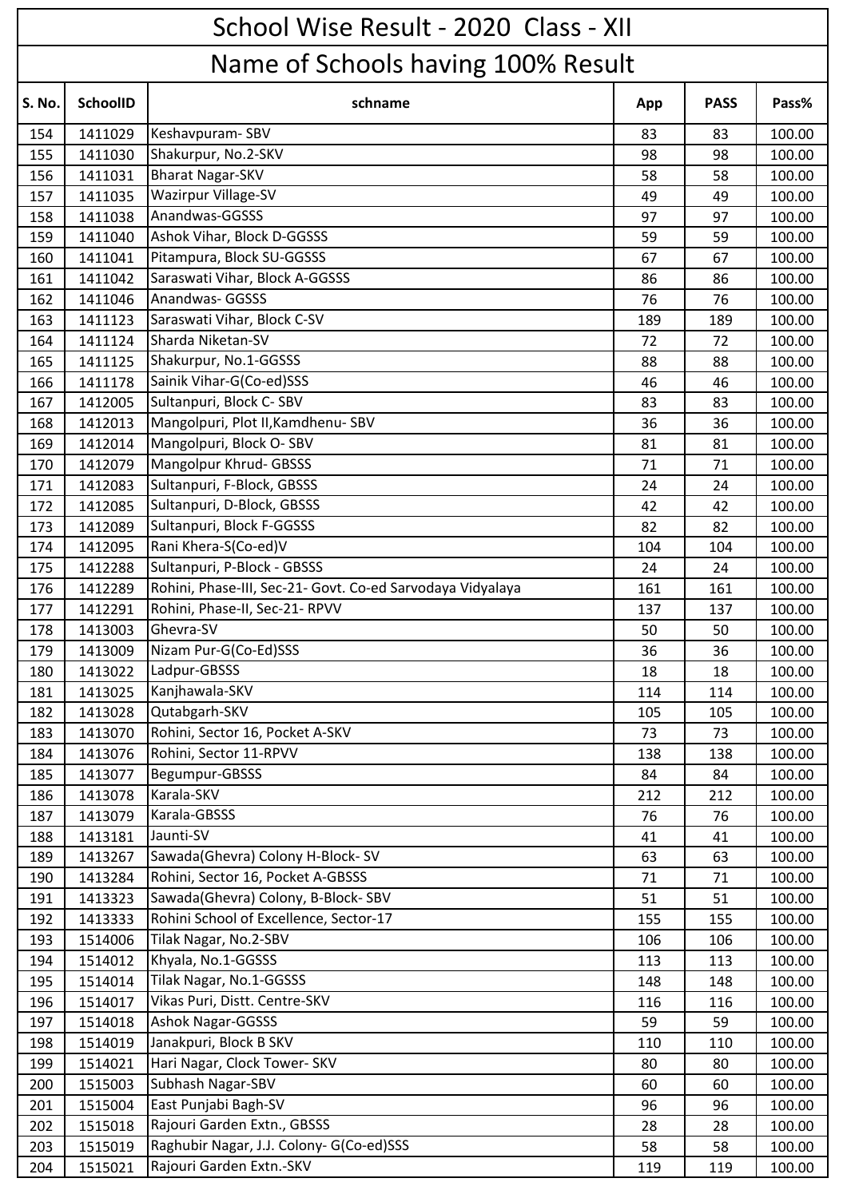# School Wise Result - 2020 Class - XII

## Name of Schools having 100% Result

| S. No. | SchoolID | schname | App | PASS | Pass% |
|---|---|---|---|---|---|
| 154 | 1411029 | Keshavpuram- SBV | 83 | 83 | 100.00 |
| 155 | 1411030 | Shakurpur, No.2-SKV | 98 | 98 | 100.00 |
| 156 | 1411031 | Bharat Nagar-SKV | 58 | 58 | 100.00 |
| 157 | 1411035 | Wazirpur Village-SV | 49 | 49 | 100.00 |
| 158 | 1411038 | Anandwas-GGSSS | 97 | 97 | 100.00 |
| 159 | 1411040 | Ashok Vihar, Block D-GGSSS | 59 | 59 | 100.00 |
| 160 | 1411041 | Pitampura, Block SU-GGSSS | 67 | 67 | 100.00 |
| 161 | 1411042 | Saraswati Vihar, Block A-GGSSS | 86 | 86 | 100.00 |
| 162 | 1411046 | Anandwas- GGSSS | 76 | 76 | 100.00 |
| 163 | 1411123 | Saraswati Vihar, Block C-SV | 189 | 189 | 100.00 |
| 164 | 1411124 | Sharda Niketan-SV | 72 | 72 | 100.00 |
| 165 | 1411125 | Shakurpur, No.1-GGSSS | 88 | 88 | 100.00 |
| 166 | 1411178 | Sainik Vihar-G(Co-ed)SSS | 46 | 46 | 100.00 |
| 167 | 1412005 | Sultanpuri, Block C- SBV | 83 | 83 | 100.00 |
| 168 | 1412013 | Mangolpuri, Plot II,Kamdhenu- SBV | 36 | 36 | 100.00 |
| 169 | 1412014 | Mangolpuri, Block O- SBV | 81 | 81 | 100.00 |
| 170 | 1412079 | Mangolpur Khrud- GBSSS | 71 | 71 | 100.00 |
| 171 | 1412083 | Sultanpuri, F-Block, GBSSS | 24 | 24 | 100.00 |
| 172 | 1412085 | Sultanpuri, D-Block, GBSSS | 42 | 42 | 100.00 |
| 173 | 1412089 | Sultanpuri, Block F-GGSSS | 82 | 82 | 100.00 |
| 174 | 1412095 | Rani Khera-S(Co-ed)V | 104 | 104 | 100.00 |
| 175 | 1412288 | Sultanpuri, P-Block - GBSSS | 24 | 24 | 100.00 |
| 176 | 1412289 | Rohini, Phase-III, Sec-21- Govt. Co-ed Sarvodaya Vidyalaya | 161 | 161 | 100.00 |
| 177 | 1412291 | Rohini, Phase-II, Sec-21- RPVV | 137 | 137 | 100.00 |
| 178 | 1413003 | Ghevra-SV | 50 | 50 | 100.00 |
| 179 | 1413009 | Nizam Pur-G(Co-Ed)SSS | 36 | 36 | 100.00 |
| 180 | 1413022 | Ladpur-GBSSS | 18 | 18 | 100.00 |
| 181 | 1413025 | Kanjhawala-SKV | 114 | 114 | 100.00 |
| 182 | 1413028 | Qutabgarh-SKV | 105 | 105 | 100.00 |
| 183 | 1413070 | Rohini, Sector 16, Pocket A-SKV | 73 | 73 | 100.00 |
| 184 | 1413076 | Rohini, Sector 11-RPVV | 138 | 138 | 100.00 |
| 185 | 1413077 | Begumpur-GBSSS | 84 | 84 | 100.00 |
| 186 | 1413078 | Karala-SKV | 212 | 212 | 100.00 |
| 187 | 1413079 | Karala-GBSSS | 76 | 76 | 100.00 |
| 188 | 1413181 | Jaunti-SV | 41 | 41 | 100.00 |
| 189 | 1413267 | Sawada(Ghevra) Colony H-Block- SV | 63 | 63 | 100.00 |
| 190 | 1413284 | Rohini, Sector 16, Pocket A-GBSSS | 71 | 71 | 100.00 |
| 191 | 1413323 | Sawada(Ghevra) Colony, B-Block- SBV | 51 | 51 | 100.00 |
| 192 | 1413333 | Rohini School of Excellence, Sector-17 | 155 | 155 | 100.00 |
| 193 | 1514006 | Tilak Nagar, No.2-SBV | 106 | 106 | 100.00 |
| 194 | 1514012 | Khyala, No.1-GGSSS | 113 | 113 | 100.00 |
| 195 | 1514014 | Tilak Nagar, No.1-GGSSS | 148 | 148 | 100.00 |
| 196 | 1514017 | Vikas Puri, Distt. Centre-SKV | 116 | 116 | 100.00 |
| 197 | 1514018 | Ashok Nagar-GGSSS | 59 | 59 | 100.00 |
| 198 | 1514019 | Janakpuri, Block B SKV | 110 | 110 | 100.00 |
| 199 | 1514021 | Hari Nagar, Clock Tower- SKV | 80 | 80 | 100.00 |
| 200 | 1515003 | Subhash Nagar-SBV | 60 | 60 | 100.00 |
| 201 | 1515004 | East Punjabi Bagh-SV | 96 | 96 | 100.00 |
| 202 | 1515018 | Rajouri Garden Extn., GBSSS | 28 | 28 | 100.00 |
| 203 | 1515019 | Raghubir Nagar, J.J. Colony- G(Co-ed)SSS | 58 | 58 | 100.00 |
| 204 | 1515021 | Rajouri Garden Extn.-SKV | 119 | 119 | 100.00 |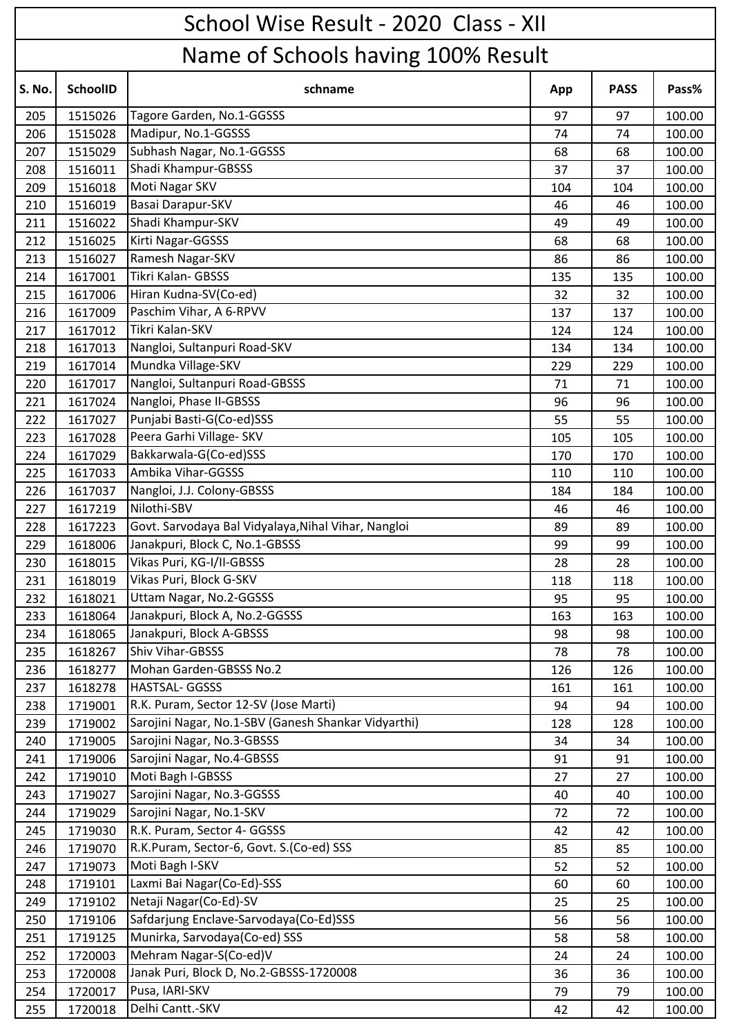# School Wise Result - 2020 Class - XII

## Name of Schools having 100% Result

| S. No. | SchoolID | schname | App | PASS | Pass% |
|---|---|---|---|---|---|
| 205 | 1515026 | Tagore Garden, No.1-GGSSS | 97 | 97 | 100.00 |
| 206 | 1515028 | Madipur, No.1-GGSSS | 74 | 74 | 100.00 |
| 207 | 1515029 | Subhash Nagar, No.1-GGSSS | 68 | 68 | 100.00 |
| 208 | 1516011 | Shadi Khampur-GBSSS | 37 | 37 | 100.00 |
| 209 | 1516018 | Moti Nagar SKV | 104 | 104 | 100.00 |
| 210 | 1516019 | Basai Darapur-SKV | 46 | 46 | 100.00 |
| 211 | 1516022 | Shadi Khampur-SKV | 49 | 49 | 100.00 |
| 212 | 1516025 | Kirti Nagar-GGSSS | 68 | 68 | 100.00 |
| 213 | 1516027 | Ramesh Nagar-SKV | 86 | 86 | 100.00 |
| 214 | 1617001 | Tikri Kalan- GBSSS | 135 | 135 | 100.00 |
| 215 | 1617006 | Hiran Kudna-SV(Co-ed) | 32 | 32 | 100.00 |
| 216 | 1617009 | Paschim Vihar, A 6-RPVV | 137 | 137 | 100.00 |
| 217 | 1617012 | Tikri Kalan-SKV | 124 | 124 | 100.00 |
| 218 | 1617013 | Nangloi, Sultanpuri Road-SKV | 134 | 134 | 100.00 |
| 219 | 1617014 | Mundka Village-SKV | 229 | 229 | 100.00 |
| 220 | 1617017 | Nangloi, Sultanpuri Road-GBSSS | 71 | 71 | 100.00 |
| 221 | 1617024 | Nangloi, Phase II-GBSSS | 96 | 96 | 100.00 |
| 222 | 1617027 | Punjabi Basti-G(Co-ed)SSS | 55 | 55 | 100.00 |
| 223 | 1617028 | Peera Garhi Village- SKV | 105 | 105 | 100.00 |
| 224 | 1617029 | Bakkarwala-G(Co-ed)SSS | 170 | 170 | 100.00 |
| 225 | 1617033 | Ambika Vihar-GGSSS | 110 | 110 | 100.00 |
| 226 | 1617037 | Nangloi, J.J. Colony-GBSSS | 184 | 184 | 100.00 |
| 227 | 1617219 | Nilothi-SBV | 46 | 46 | 100.00 |
| 228 | 1617223 | Govt. Sarvodaya Bal Vidyalaya,Nihal Vihar, Nangloi | 89 | 89 | 100.00 |
| 229 | 1618006 | Janakpuri, Block C, No.1-GBSSS | 99 | 99 | 100.00 |
| 230 | 1618015 | Vikas Puri, KG-I/II-GBSSS | 28 | 28 | 100.00 |
| 231 | 1618019 | Vikas Puri, Block G-SKV | 118 | 118 | 100.00 |
| 232 | 1618021 | Uttam Nagar, No.2-GGSSS | 95 | 95 | 100.00 |
| 233 | 1618064 | Janakpuri, Block A, No.2-GGSSS | 163 | 163 | 100.00 |
| 234 | 1618065 | Janakpuri, Block A-GBSSS | 98 | 98 | 100.00 |
| 235 | 1618267 | Shiv Vihar-GBSSS | 78 | 78 | 100.00 |
| 236 | 1618277 | Mohan Garden-GBSSS No.2 | 126 | 126 | 100.00 |
| 237 | 1618278 | HASTSAL- GGSSS | 161 | 161 | 100.00 |
| 238 | 1719001 | R.K. Puram, Sector 12-SV (Jose Marti) | 94 | 94 | 100.00 |
| 239 | 1719002 | Sarojini Nagar, No.1-SBV (Ganesh Shankar Vidyarthi) | 128 | 128 | 100.00 |
| 240 | 1719005 | Sarojini Nagar, No.3-GBSSS | 34 | 34 | 100.00 |
| 241 | 1719006 | Sarojini Nagar, No.4-GBSSS | 91 | 91 | 100.00 |
| 242 | 1719010 | Moti Bagh I-GBSSS | 27 | 27 | 100.00 |
| 243 | 1719027 | Sarojini Nagar, No.3-GGSSS | 40 | 40 | 100.00 |
| 244 | 1719029 | Sarojini Nagar, No.1-SKV | 72 | 72 | 100.00 |
| 245 | 1719030 | R.K. Puram, Sector 4- GGSSS | 42 | 42 | 100.00 |
| 246 | 1719070 | R.K.Puram, Sector-6, Govt. S.(Co-ed) SSS | 85 | 85 | 100.00 |
| 247 | 1719073 | Moti Bagh I-SKV | 52 | 52 | 100.00 |
| 248 | 1719101 | Laxmi Bai Nagar(Co-Ed)-SSS | 60 | 60 | 100.00 |
| 249 | 1719102 | Netaji Nagar(Co-Ed)-SV | 25 | 25 | 100.00 |
| 250 | 1719106 | Safdarjung Enclave-Sarvodaya(Co-Ed)SSS | 56 | 56 | 100.00 |
| 251 | 1719125 | Munirka, Sarvodaya(Co-ed) SSS | 58 | 58 | 100.00 |
| 252 | 1720003 | Mehram Nagar-S(Co-ed)V | 24 | 24 | 100.00 |
| 253 | 1720008 | Janak Puri, Block D, No.2-GBSSS-1720008 | 36 | 36 | 100.00 |
| 254 | 1720017 | Pusa, IARI-SKV | 79 | 79 | 100.00 |
| 255 | 1720018 | Delhi Cantt.-SKV | 42 | 42 | 100.00 |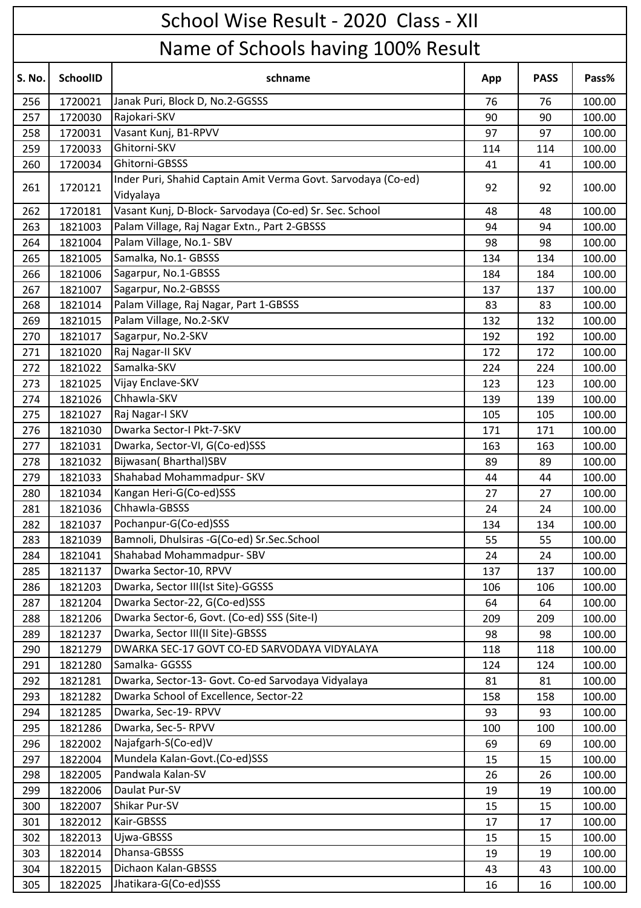# School Wise Result - 2020 Class - XII

## Name of Schools having 100% Result

| S. No. | SchoolID | schname | App | PASS | Pass% |
|---|---|---|---|---|---|
| 256 | 1720021 | Janak Puri, Block D, No.2-GGSSS | 76 | 76 | 100.00 |
| 257 | 1720030 | Rajokari-SKV | 90 | 90 | 100.00 |
| 258 | 1720031 | Vasant Kunj, B1-RPVV | 97 | 97 | 100.00 |
| 259 | 1720033 | Ghitorni-SKV | 114 | 114 | 100.00 |
| 260 | 1720034 | Ghitorni-GBSSS | 41 | 41 | 100.00 |
| 261 | 1720121 | Inder Puri, Shahid Captain Amit Verma Govt. Sarvodaya (Co-ed) Vidyalaya | 92 | 92 | 100.00 |
| 262 | 1720181 | Vasant Kunj, D-Block- Sarvodaya (Co-ed) Sr. Sec. School | 48 | 48 | 100.00 |
| 263 | 1821003 | Palam Village, Raj Nagar Extn., Part 2-GBSSS | 94 | 94 | 100.00 |
| 264 | 1821004 | Palam Village, No.1- SBV | 98 | 98 | 100.00 |
| 265 | 1821005 | Samalka, No.1- GBSSS | 134 | 134 | 100.00 |
| 266 | 1821006 | Sagarpur, No.1-GBSSS | 184 | 184 | 100.00 |
| 267 | 1821007 | Sagarpur, No.2-GBSSS | 137 | 137 | 100.00 |
| 268 | 1821014 | Palam Village, Raj Nagar, Part 1-GBSSS | 83 | 83 | 100.00 |
| 269 | 1821015 | Palam Village, No.2-SKV | 132 | 132 | 100.00 |
| 270 | 1821017 | Sagarpur, No.2-SKV | 192 | 192 | 100.00 |
| 271 | 1821020 | Raj Nagar-II SKV | 172 | 172 | 100.00 |
| 272 | 1821022 | Samalka-SKV | 224 | 224 | 100.00 |
| 273 | 1821025 | Vijay Enclave-SKV | 123 | 123 | 100.00 |
| 274 | 1821026 | Chhawla-SKV | 139 | 139 | 100.00 |
| 275 | 1821027 | Raj Nagar-I SKV | 105 | 105 | 100.00 |
| 276 | 1821030 | Dwarka Sector-I Pkt-7-SKV | 171 | 171 | 100.00 |
| 277 | 1821031 | Dwarka, Sector-VI, G(Co-ed)SSS | 163 | 163 | 100.00 |
| 278 | 1821032 | Bijwasan( Bharthal)SBV | 89 | 89 | 100.00 |
| 279 | 1821033 | Shahabad Mohammadpur- SKV | 44 | 44 | 100.00 |
| 280 | 1821034 | Kangan Heri-G(Co-ed)SSS | 27 | 27 | 100.00 |
| 281 | 1821036 | Chhawla-GBSSS | 24 | 24 | 100.00 |
| 282 | 1821037 | Pochanpur-G(Co-ed)SSS | 134 | 134 | 100.00 |
| 283 | 1821039 | Bamnoli, Dhulsiras -G(Co-ed) Sr.Sec.School | 55 | 55 | 100.00 |
| 284 | 1821041 | Shahabad Mohammadpur- SBV | 24 | 24 | 100.00 |
| 285 | 1821137 | Dwarka Sector-10, RPVV | 137 | 137 | 100.00 |
| 286 | 1821203 | Dwarka, Sector III(Ist Site)-GGSSS | 106 | 106 | 100.00 |
| 287 | 1821204 | Dwarka Sector-22, G(Co-ed)SSS | 64 | 64 | 100.00 |
| 288 | 1821206 | Dwarka Sector-6, Govt. (Co-ed) SSS (Site-I) | 209 | 209 | 100.00 |
| 289 | 1821237 | Dwarka, Sector III(II Site)-GBSSS | 98 | 98 | 100.00 |
| 290 | 1821279 | DWARKA SEC-17 GOVT CO-ED SARVODAYA VIDYALAYA | 118 | 118 | 100.00 |
| 291 | 1821280 | Samalka- GGSSS | 124 | 124 | 100.00 |
| 292 | 1821281 | Dwarka, Sector-13- Govt. Co-ed Sarvodaya Vidyalaya | 81 | 81 | 100.00 |
| 293 | 1821282 | Dwarka School of Excellence, Sector-22 | 158 | 158 | 100.00 |
| 294 | 1821285 | Dwarka, Sec-19- RPVV | 93 | 93 | 100.00 |
| 295 | 1821286 | Dwarka, Sec-5- RPVV | 100 | 100 | 100.00 |
| 296 | 1822002 | Najafgarh-S(Co-ed)V | 69 | 69 | 100.00 |
| 297 | 1822004 | Mundela Kalan-Govt.(Co-ed)SSS | 15 | 15 | 100.00 |
| 298 | 1822005 | Pandwala Kalan-SV | 26 | 26 | 100.00 |
| 299 | 1822006 | Daulat Pur-SV | 19 | 19 | 100.00 |
| 300 | 1822007 | Shikar Pur-SV | 15 | 15 | 100.00 |
| 301 | 1822012 | Kair-GBSSS | 17 | 17 | 100.00 |
| 302 | 1822013 | Ujwa-GBSSS | 15 | 15 | 100.00 |
| 303 | 1822014 | Dhansa-GBSSS | 19 | 19 | 100.00 |
| 304 | 1822015 | Dichaon Kalan-GBSSS | 43 | 43 | 100.00 |
| 305 | 1822025 | Jhatikara-G(Co-ed)SSS | 16 | 16 | 100.00 |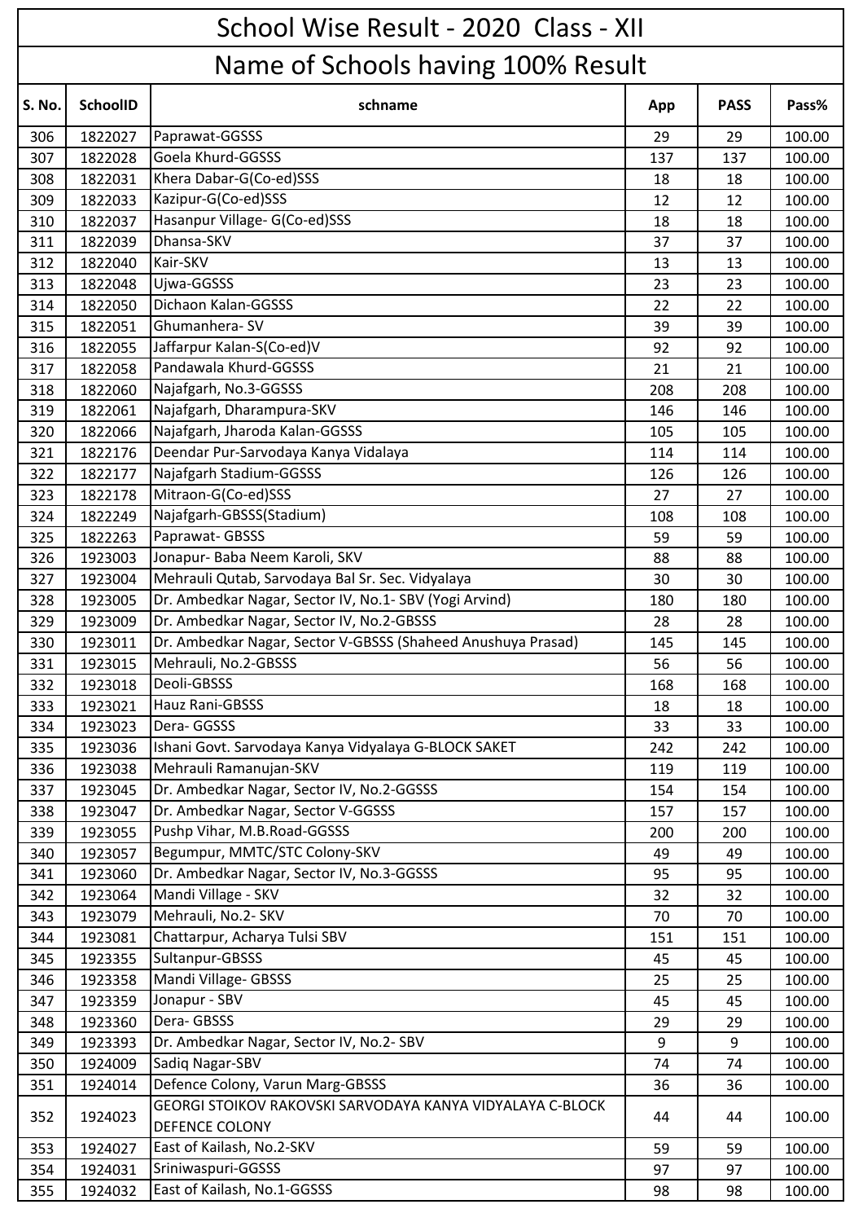# School Wise Result - 2020 Class - XII

## Name of Schools having 100% Result

| S. No. | SchoolID | schname | App | PASS | Pass% |
|---|---|---|---|---|---|
| 306 | 1822027 | Paprawat-GGSSS | 29 | 29 | 100.00 |
| 307 | 1822028 | Goela Khurd-GGSSS | 137 | 137 | 100.00 |
| 308 | 1822031 | Khera Dabar-G(Co-ed)SSS | 18 | 18 | 100.00 |
| 309 | 1822033 | Kazipur-G(Co-ed)SSS | 12 | 12 | 100.00 |
| 310 | 1822037 | Hasanpur Village- G(Co-ed)SSS | 18 | 18 | 100.00 |
| 311 | 1822039 | Dhansa-SKV | 37 | 37 | 100.00 |
| 312 | 1822040 | Kair-SKV | 13 | 13 | 100.00 |
| 313 | 1822048 | Ujwa-GGSSS | 23 | 23 | 100.00 |
| 314 | 1822050 | Dichaon Kalan-GGSSS | 22 | 22 | 100.00 |
| 315 | 1822051 | Ghumanhera- SV | 39 | 39 | 100.00 |
| 316 | 1822055 | Jaffarpur Kalan-S(Co-ed)V | 92 | 92 | 100.00 |
| 317 | 1822058 | Pandawala Khurd-GGSSS | 21 | 21 | 100.00 |
| 318 | 1822060 | Najafgarh, No.3-GGSSS | 208 | 208 | 100.00 |
| 319 | 1822061 | Najafgarh, Dharampura-SKV | 146 | 146 | 100.00 |
| 320 | 1822066 | Najafgarh, Jharoda Kalan-GGSSS | 105 | 105 | 100.00 |
| 321 | 1822176 | Deendar Pur-Sarvodaya Kanya Vidalaya | 114 | 114 | 100.00 |
| 322 | 1822177 | Najafgarh Stadium-GGSSS | 126 | 126 | 100.00 |
| 323 | 1822178 | Mitraon-G(Co-ed)SSS | 27 | 27 | 100.00 |
| 324 | 1822249 | Najafgarh-GBSSS(Stadium) | 108 | 108 | 100.00 |
| 325 | 1822263 | Paprawat- GBSSS | 59 | 59 | 100.00 |
| 326 | 1923003 | Jonapur- Baba Neem Karoli, SKV | 88 | 88 | 100.00 |
| 327 | 1923004 | Mehrauli Qutab, Sarvodaya Bal Sr. Sec. Vidyalaya | 30 | 30 | 100.00 |
| 328 | 1923005 | Dr. Ambedkar Nagar, Sector IV, No.1- SBV (Yogi Arvind) | 180 | 180 | 100.00 |
| 329 | 1923009 | Dr. Ambedkar Nagar, Sector IV, No.2-GBSSS | 28 | 28 | 100.00 |
| 330 | 1923011 | Dr. Ambedkar Nagar, Sector V-GBSSS (Shaheed Anushuya Prasad) | 145 | 145 | 100.00 |
| 331 | 1923015 | Mehrauli, No.2-GBSSS | 56 | 56 | 100.00 |
| 332 | 1923018 | Deoli-GBSSS | 168 | 168 | 100.00 |
| 333 | 1923021 | Hauz Rani-GBSSS | 18 | 18 | 100.00 |
| 334 | 1923023 | Dera- GGSSS | 33 | 33 | 100.00 |
| 335 | 1923036 | Ishani Govt. Sarvodaya Kanya Vidyalaya G-BLOCK SAKET | 242 | 242 | 100.00 |
| 336 | 1923038 | Mehrauli Ramanujan-SKV | 119 | 119 | 100.00 |
| 337 | 1923045 | Dr. Ambedkar Nagar, Sector IV, No.2-GGSSS | 154 | 154 | 100.00 |
| 338 | 1923047 | Dr. Ambedkar Nagar, Sector V-GGSSS | 157 | 157 | 100.00 |
| 339 | 1923055 | Pushp Vihar, M.B.Road-GGSSS | 200 | 200 | 100.00 |
| 340 | 1923057 | Begumpur, MMTC/STC Colony-SKV | 49 | 49 | 100.00 |
| 341 | 1923060 | Dr. Ambedkar Nagar, Sector IV, No.3-GGSSS | 95 | 95 | 100.00 |
| 342 | 1923064 | Mandi Village - SKV | 32 | 32 | 100.00 |
| 343 | 1923079 | Mehrauli, No.2- SKV | 70 | 70 | 100.00 |
| 344 | 1923081 | Chattarpur, Acharya Tulsi SBV | 151 | 151 | 100.00 |
| 345 | 1923355 | Sultanpur-GBSSS | 45 | 45 | 100.00 |
| 346 | 1923358 | Mandi Village- GBSSS | 25 | 25 | 100.00 |
| 347 | 1923359 | Jonapur - SBV | 45 | 45 | 100.00 |
| 348 | 1923360 | Dera- GBSSS | 29 | 29 | 100.00 |
| 349 | 1923393 | Dr. Ambedkar Nagar, Sector IV, No.2- SBV | 9 | 9 | 100.00 |
| 350 | 1924009 | Sadiq Nagar-SBV | 74 | 74 | 100.00 |
| 351 | 1924014 | Defence Colony, Varun Marg-GBSSS | 36 | 36 | 100.00 |
| 352 | 1924023 | GEORGI STOIKOV RAKOVSKI SARVODAYA KANYA VIDYALAYA C-BLOCK DEFENCE COLONY | 44 | 44 | 100.00 |
| 353 | 1924027 | East of Kailash, No.2-SKV | 59 | 59 | 100.00 |
| 354 | 1924031 | Sriniwaspuri-GGSSS | 97 | 97 | 100.00 |
| 355 | 1924032 | East of Kailash, No.1-GGSSS | 98 | 98 | 100.00 |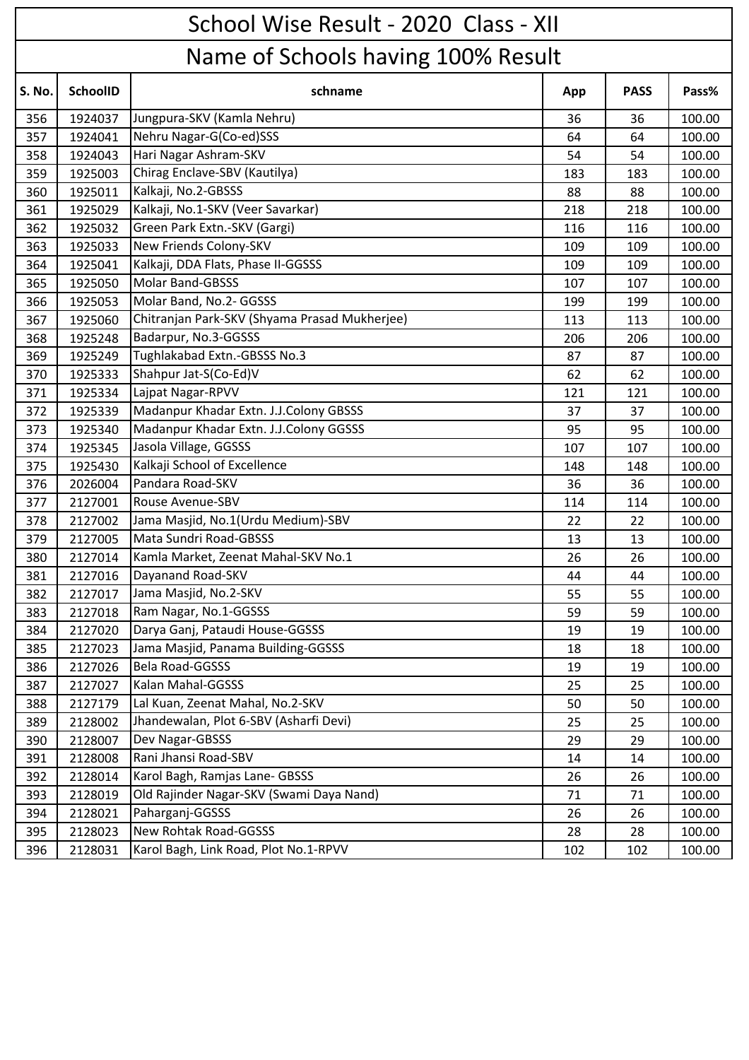# School Wise Result - 2020 Class - XII

## Name of Schools having 100% Result

| S. No. | SchoolID | schname | App | PASS | Pass% |
|---|---|---|---|---|---|
| 356 | 1924037 | Jungpura-SKV (Kamla Nehru) | 36 | 36 | 100.00 |
| 357 | 1924041 | Nehru Nagar-G(Co-ed)SSS | 64 | 64 | 100.00 |
| 358 | 1924043 | Hari Nagar Ashram-SKV | 54 | 54 | 100.00 |
| 359 | 1925003 | Chirag Enclave-SBV (Kautilya) | 183 | 183 | 100.00 |
| 360 | 1925011 | Kalkaji, No.2-GBSSS | 88 | 88 | 100.00 |
| 361 | 1925029 | Kalkaji, No.1-SKV (Veer Savarkar) | 218 | 218 | 100.00 |
| 362 | 1925032 | Green Park Extn.-SKV (Gargi) | 116 | 116 | 100.00 |
| 363 | 1925033 | New Friends Colony-SKV | 109 | 109 | 100.00 |
| 364 | 1925041 | Kalkaji, DDA Flats, Phase II-GGSSS | 109 | 109 | 100.00 |
| 365 | 1925050 | Molar Band-GBSSS | 107 | 107 | 100.00 |
| 366 | 1925053 | Molar Band, No.2- GGSSS | 199 | 199 | 100.00 |
| 367 | 1925060 | Chitranjan Park-SKV (Shyama Prasad Mukherjee) | 113 | 113 | 100.00 |
| 368 | 1925248 | Badarpur, No.3-GGSSS | 206 | 206 | 100.00 |
| 369 | 1925249 | Tughlakabad Extn.-GBSSS No.3 | 87 | 87 | 100.00 |
| 370 | 1925333 | Shahpur Jat-S(Co-Ed)V | 62 | 62 | 100.00 |
| 371 | 1925334 | Lajpat Nagar-RPVV | 121 | 121 | 100.00 |
| 372 | 1925339 | Madanpur Khadar Extn. J.J.Colony GBSSS | 37 | 37 | 100.00 |
| 373 | 1925340 | Madanpur Khadar Extn. J.J.Colony GGSSS | 95 | 95 | 100.00 |
| 374 | 1925345 | Jasola Village, GGSSS | 107 | 107 | 100.00 |
| 375 | 1925430 | Kalkaji School of Excellence | 148 | 148 | 100.00 |
| 376 | 2026004 | Pandara Road-SKV | 36 | 36 | 100.00 |
| 377 | 2127001 | Rouse Avenue-SBV | 114 | 114 | 100.00 |
| 378 | 2127002 | Jama Masjid, No.1(Urdu Medium)-SBV | 22 | 22 | 100.00 |
| 379 | 2127005 | Mata Sundri Road-GBSSS | 13 | 13 | 100.00 |
| 380 | 2127014 | Kamla Market, Zeenat Mahal-SKV No.1 | 26 | 26 | 100.00 |
| 381 | 2127016 | Dayanand Road-SKV | 44 | 44 | 100.00 |
| 382 | 2127017 | Jama Masjid, No.2-SKV | 55 | 55 | 100.00 |
| 383 | 2127018 | Ram Nagar, No.1-GGSSS | 59 | 59 | 100.00 |
| 384 | 2127020 | Darya Ganj, Pataudi House-GGSSS | 19 | 19 | 100.00 |
| 385 | 2127023 | Jama Masjid, Panama Building-GGSSS | 18 | 18 | 100.00 |
| 386 | 2127026 | Bela Road-GGSSS | 19 | 19 | 100.00 |
| 387 | 2127027 | Kalan Mahal-GGSSS | 25 | 25 | 100.00 |
| 388 | 2127179 | Lal Kuan, Zeenat Mahal, No.2-SKV | 50 | 50 | 100.00 |
| 389 | 2128002 | Jhandewalan, Plot 6-SBV (Asharfi Devi) | 25 | 25 | 100.00 |
| 390 | 2128007 | Dev Nagar-GBSSS | 29 | 29 | 100.00 |
| 391 | 2128008 | Rani Jhansi Road-SBV | 14 | 14 | 100.00 |
| 392 | 2128014 | Karol Bagh, Ramjas Lane- GBSSS | 26 | 26 | 100.00 |
| 393 | 2128019 | Old Rajinder Nagar-SKV (Swami Daya Nand) | 71 | 71 | 100.00 |
| 394 | 2128021 | Paharganj-GGSSS | 26 | 26 | 100.00 |
| 395 | 2128023 | New Rohtak Road-GGSSS | 28 | 28 | 100.00 |
| 396 | 2128031 | Karol Bagh, Link Road, Plot No.1-RPVV | 102 | 102 | 100.00 |